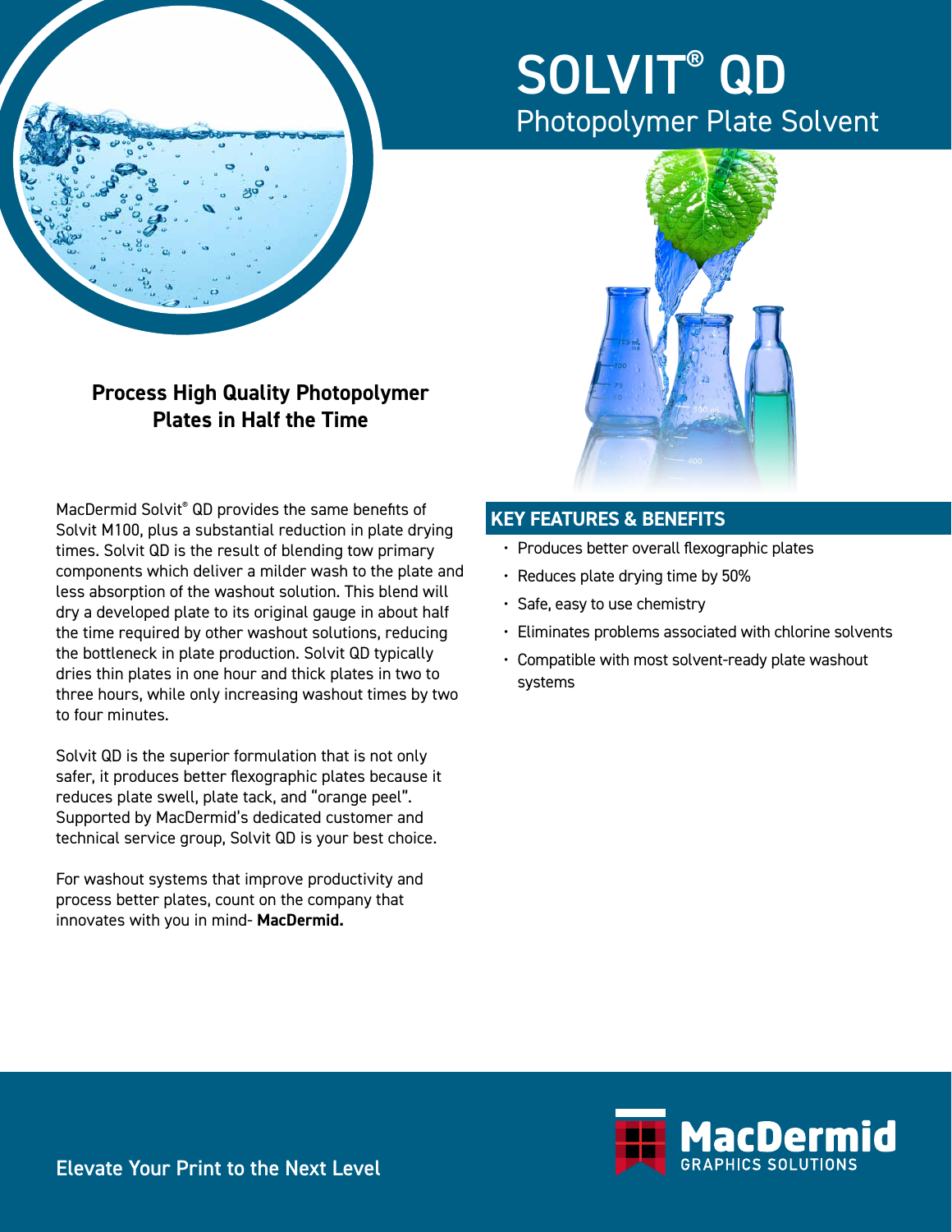# SOLVIT® QD

## Photopolymer Plate Solvent

### Process High Quality Photopolymer Plates in Half the Time

MacDermid Solvit® QD provides the same benefits of Solvit M100, plus a substantial reduction in plate drying times. Solvit QD is the result of blending tow primary components which deliver a milder wash to the plate and less absorption of the washout solution. This blend will dry a developed plate to its original gauge in about half the time required by other washout solutions, reducing the bottleneck in plate production. Solvit QD typically dries thin plates in one hour and thick plates in two to three hours, while only increasing washout times by two to four minutes.

Solvit QD is the superior formulation that is not only safer, it produces better flexographic plates because it reduces plate swell, plate tack, and "orange peel". Supported by MacDermid's dedicated customer and technical service group, Solvit QD is your best choice.

For washout systems that improve productivity and process better plates, count on the company that innovates with you in mind- **MacDermid.**

## KEY FEATURES & BENEFITS

- Produces better overall flexographic plates
- Reduces plate drying time by 50%
- Safe, easy to use chemistry
- Eliminates problems associated with chlorine solvents
- Compatible with most solvent-ready plate washout systems

Elevate Your Print to the Next Level

MacDermid GRAPHICS SOLUTIONS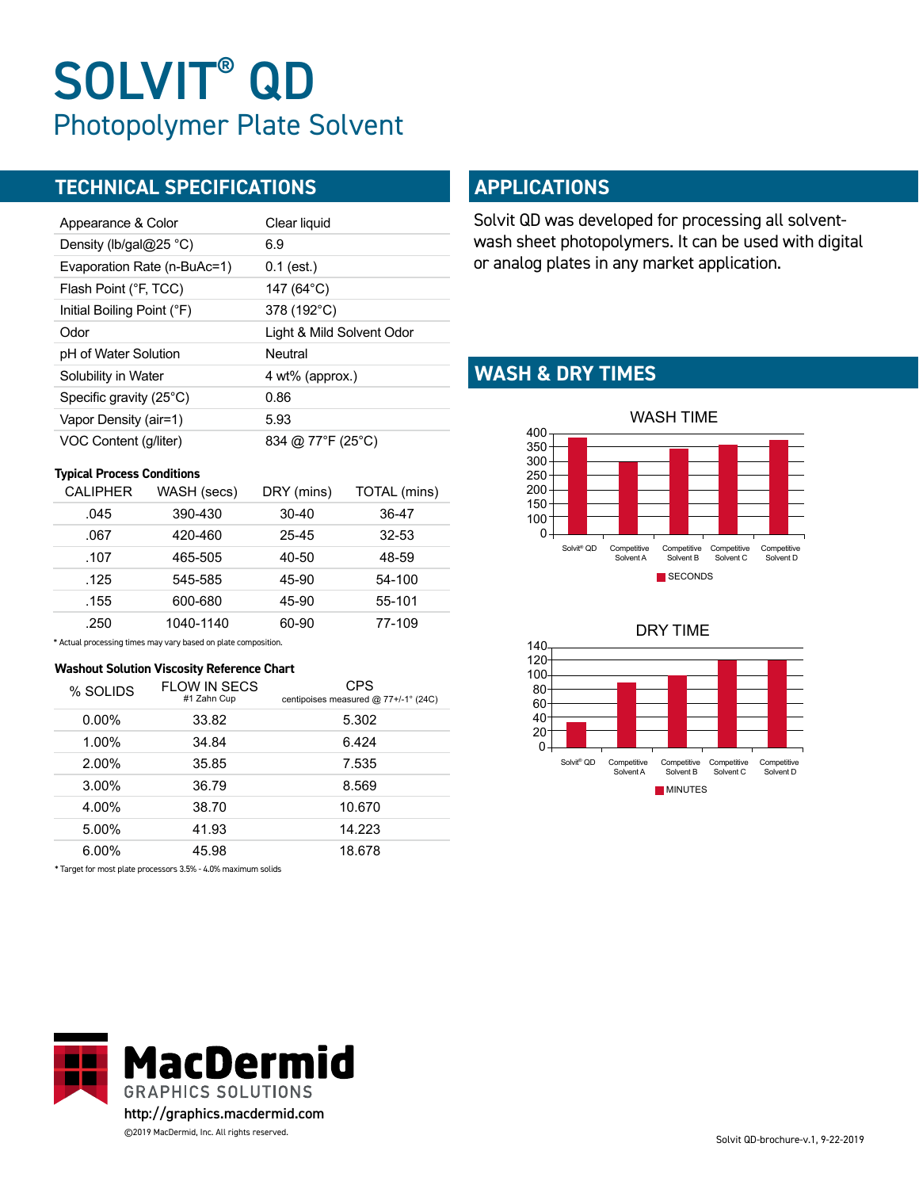# SOLVIT® QD

## Photopolymer Plate Solvent

## TECHNICAL SPECIFICATIONS

| | |
|---|---|
| Appearance & Color | Clear liquid |
| Density (lb/gal@25 °C) | 6.9 |
| Evaporation Rate (n-BuAc=1) | 0.1 (est.) |
| Flash Point (°F, TCC) | 147 (64°C) |
| Initial Boiling Point (°F) | 378 (192°C) |
| Odor | Light & Mild Solvent Odor |
| pH of Water Solution | Neutral |
| Solubility in Water | 4 wt% (approx.) |
| Specific gravity (25°C) | 0.86 |
| Vapor Density (air=1) | 5.93 |
| VOC Content (g/liter) | 834 @ 77°F (25°C) |

**Typical Process Conditions**

| CALIPHER | WASH (secs) | DRY (mins) | TOTAL (mins) |
|---|---|---|---|
| .045 | 390-430 | 30-40 | 36-47 |
| .067 | 420-460 | 25-45 | 32-53 |
| .107 | 465-505 | 40-50 | 48-59 |
| .125 | 545-585 | 45-90 | 54-100 |
| .155 | 600-680 | 45-90 | 55-101 |
| .250 | 1040-1140 | 60-90 | 77-109 |

* Actual processing times may vary based on plate composition.

**Washout Solution Viscosity Reference Chart**

| % SOLIDS | FLOW IN SECS #1 Zahn Cup | CPS centipoises measured @ 77+/-1° (24C) |
|---|---|---|
| 0.00% | 33.82 | 5.302 |
| 1.00% | 34.84 | 6.424 |
| 2.00% | 35.85 | 7.535 |
| 3.00% | 36.79 | 8.569 |
| 4.00% | 38.70 | 10.670 |
| 5.00% | 41.93 | 14.223 |
| 6.00% | 45.98 | 18.678 |

* Target for most plate processors 3.5% - 4.0% maximum solids

## APPLICATIONS

Solvit QD was developed for processing all solvent-wash sheet photopolymers. It can be used with digital or analog plates in any market application.

## WASH & DRY TIMES

WASH TIME

400
350
300
250
200
150
100
0

Solvit® QD
Competitive Solvent A
Competitive Solvent B
Competitive Solvent C
Competitive Solvent D

SECONDS

DRY TIME

140
120
100
80
60
40
20
0

Solvit® QD
Competitive Solvent A
Competitive Solvent B
Competitive Solvent C
Competitive Solvent D

MINUTES

MacDermid GRAPHICS SOLUTIONS

http://graphics.macdermid.com

©2019 MacDermid, Inc. All rights reserved.

Solvit QD-brochure-v.1, 9-22-2019